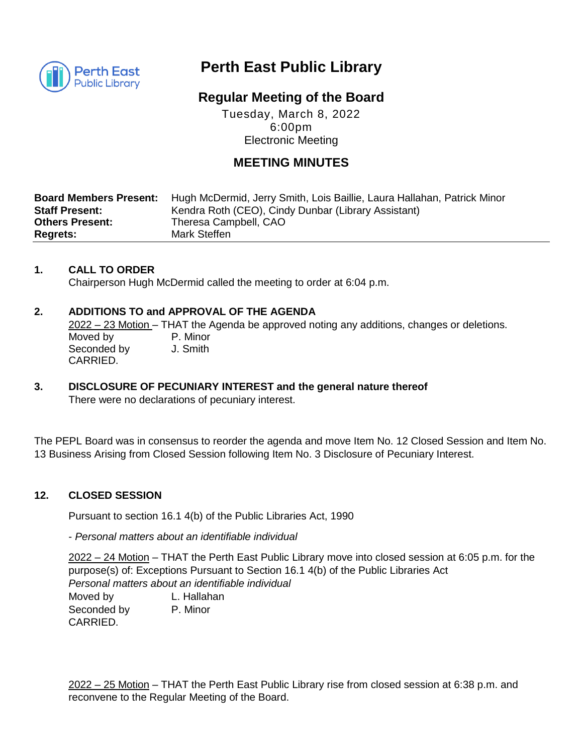# Perth East Public Library

## Regular Meeting of the Board

Tuesday, March 8, 2022
6:00pm
Electronic Meeting

## MEETING MINUTES

| | |
|---|---|
| **Board Members Present:** | Hugh McDermid, Jerry Smith, Lois Baillie, Laura Hallahan, Patrick Minor |
| **Staff Present:** | Kendra Roth (CEO), Cindy Dunbar (Library Assistant) |
| **Others Present:** | Theresa Campbell, CAO |
| **Regrets:** | Mark Steffen |

### 1. CALL TO ORDER

Chairperson Hugh McDermid called the meeting to order at 6:04 p.m.

### 2. ADDITIONS TO and APPROVAL OF THE AGENDA

2022 – 23 Motion – THAT the Agenda be approved noting any additions, changes or deletions.
Moved by P. Minor
Seconded by J. Smith
CARRIED.

### 3. DISCLOSURE OF PECUNIARY INTEREST and the general nature thereof

There were no declarations of pecuniary interest.

The PEPL Board was in consensus to reorder the agenda and move Item No. 12 Closed Session and Item No. 13 Business Arising from Closed Session following Item No. 3 Disclosure of Pecuniary Interest.

### 12. CLOSED SESSION

Pursuant to section 16.1 4(b) of the Public Libraries Act, 1990

- *Personal matters about an identifiable individual*

2022 – 24 Motion – THAT the Perth East Public Library move into closed session at 6:05 p.m. for the purpose(s) of: Exceptions Pursuant to Section 16.1 4(b) of the Public Libraries Act
*Personal matters about an identifiable individual*
Moved by L. Hallahan
Seconded by P. Minor
CARRIED.

2022 – 25 Motion – THAT the Perth East Public Library rise from closed session at 6:38 p.m. and reconvene to the Regular Meeting of the Board.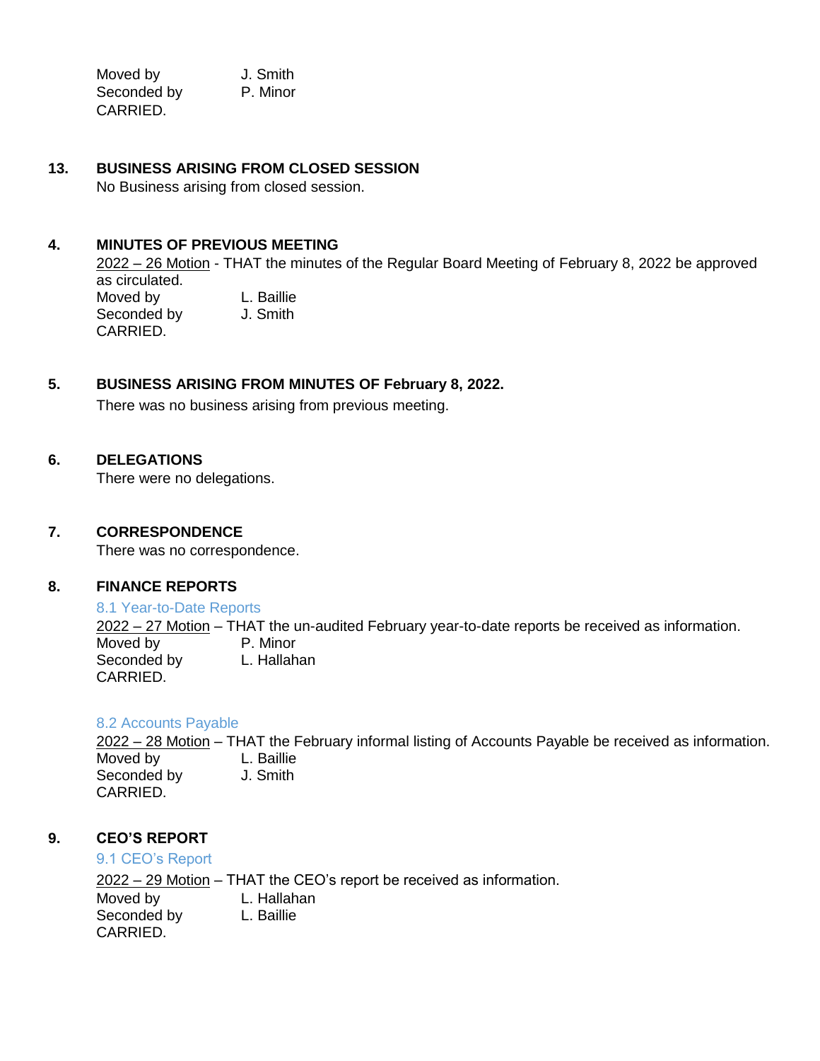Moved by J. Smith
Seconded by P. Minor
CARRIED.

**13. BUSINESS ARISING FROM CLOSED SESSION**

No Business arising from closed session.

**4. MINUTES OF PREVIOUS MEETING**

2022 – 26 Motion - THAT the minutes of the Regular Board Meeting of February 8, 2022 be approved as circulated.
Moved by L. Baillie
Seconded by J. Smith
CARRIED.

**5. BUSINESS ARISING FROM MINUTES OF February 8, 2022.**

There was no business arising from previous meeting.

**6. DELEGATIONS**

There were no delegations.

**7. CORRESPONDENCE**

There was no correspondence.

**8. FINANCE REPORTS**

8.1 Year-to-Date Reports

2022 – 27 Motion – THAT the un-audited February year-to-date reports be received as information.
Moved by P. Minor
Seconded by L. Hallahan
CARRIED.

8.2 Accounts Payable

2022 – 28 Motion – THAT the February informal listing of Accounts Payable be received as information.
Moved by L. Baillie
Seconded by J. Smith
CARRIED.

**9. CEO'S REPORT**

9.1 CEO's Report

2022 – 29 Motion – THAT the CEO's report be received as information.
Moved by L. Hallahan
Seconded by L. Baillie
CARRIED.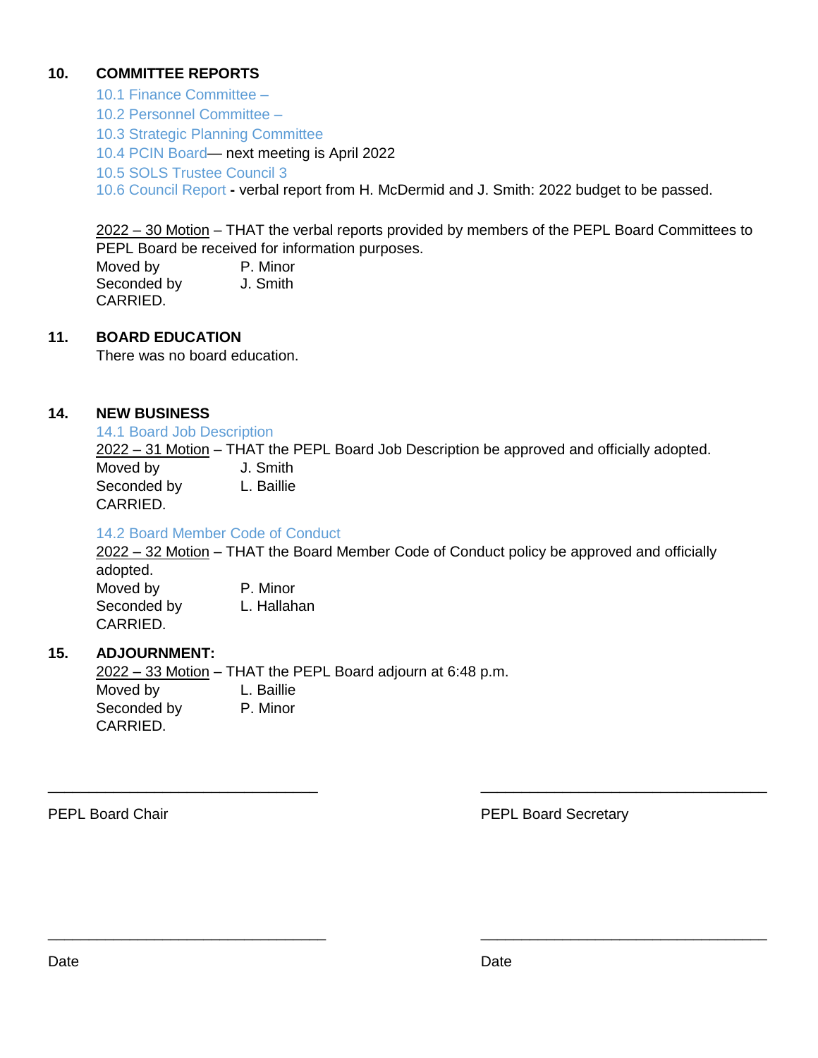## 10. COMMITTEE REPORTS

10.1 Finance Committee –
10.2 Personnel Committee –
10.3 Strategic Planning Committee
10.4 PCIN Board— next meeting is April 2022
10.5 SOLS Trustee Council 3
10.6 Council Report **-** verbal report from H. McDermid and J. Smith: 2022 budget to be passed.

2022 – 30 Motion – THAT the verbal reports provided by members of the PEPL Board Committees to PEPL Board be received for information purposes.
Moved by P. Minor
Seconded by J. Smith
CARRIED.

## 11. BOARD EDUCATION

There was no board education.

## 14. NEW BUSINESS

14.1 Board Job Description
2022 – 31 Motion – THAT the PEPL Board Job Description be approved and officially adopted.
Moved by J. Smith
Seconded by L. Baillie
CARRIED.

14.2 Board Member Code of Conduct
2022 – 32 Motion – THAT the Board Member Code of Conduct policy be approved and officially adopted.
Moved by P. Minor
Seconded by L. Hallahan
CARRIED.

## 15. ADJOURNMENT:

2022 – 33 Motion – THAT the PEPL Board adjourn at 6:48 p.m.
Moved by L. Baillie
Seconded by P. Minor
CARRIED.

\_\_\_\_\_\_\_\_\_\_\_\_\_\_\_\_\_\_\_\_\_\_\_\_\_\_\_\_\_\_ \_\_\_\_\_\_\_\_\_\_\_\_\_\_\_\_\_\_\_\_\_\_\_\_\_\_\_\_\_\_

PEPL Board Chair PEPL Board Secretary

\_\_\_\_\_\_\_\_\_\_\_\_\_\_\_\_\_\_\_\_\_\_\_\_\_\_\_\_\_\_ \_\_\_\_\_\_\_\_\_\_\_\_\_\_\_\_\_\_\_\_\_\_\_\_\_\_\_\_\_\_

Date Date